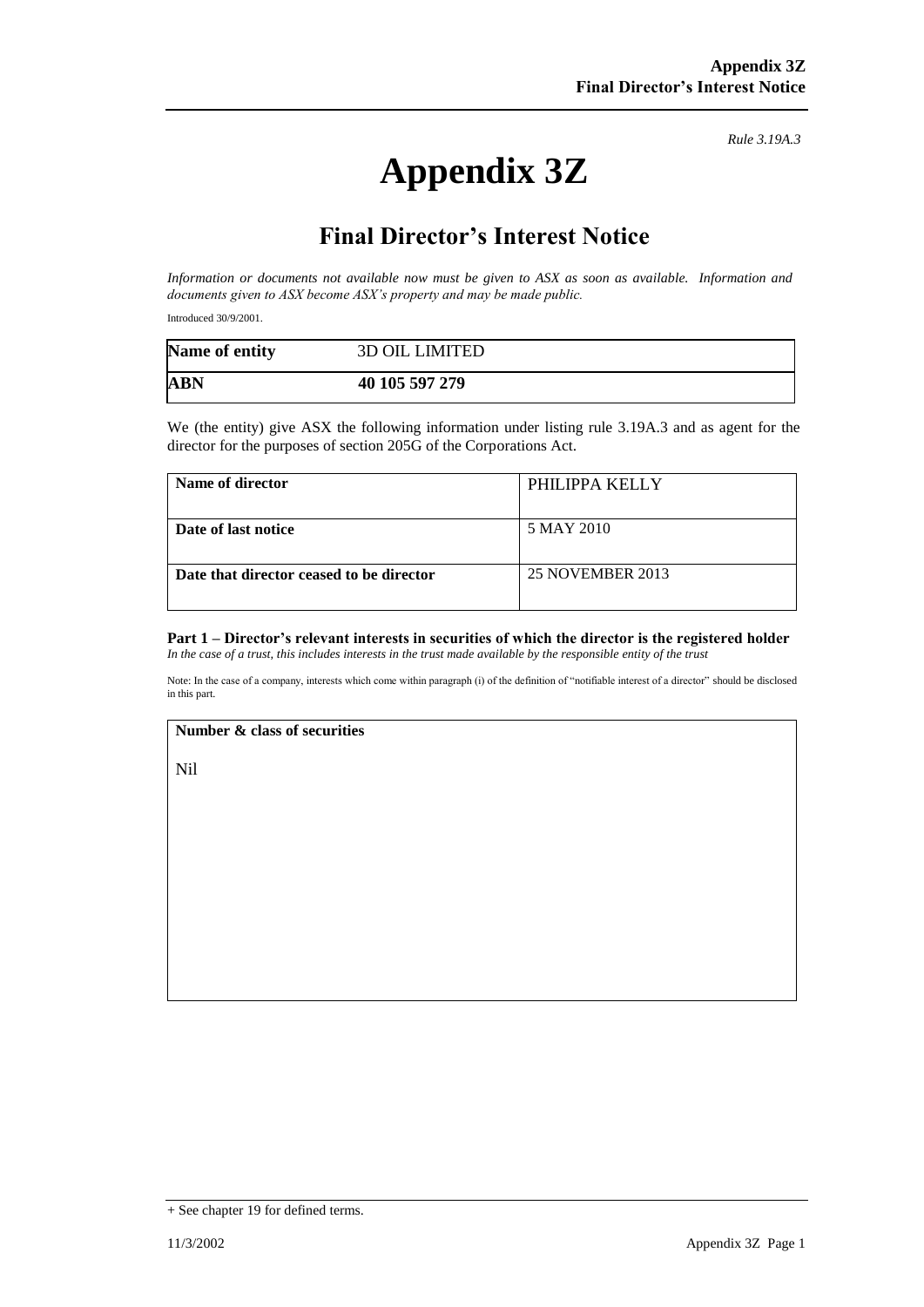*Rule 3.19A.3*

# Appendix 3Z

## Final Director's Interest Notice

*Information or documents not available now must be given to ASX as soon as available. Information and documents given to ASX become ASX's property and may be made public.*

Introduced 30/9/2001.

| Name of entity | 3D OIL LIMITED |
|---|---|
| **ABN** | **40 105 597 279** |

We (the entity) give ASX the following information under listing rule 3.19A.3 and as agent for the director for the purposes of section 205G of the Corporations Act.

| Name of director | PHILIPPA KELLY |
|---|---|
| **Date of last notice** | 5 MAY 2010 |
| **Date that director ceased to be director** | 25 NOVEMBER 2013 |

**Part 1 – Director's relevant interests in securities of which the director is the registered holder**
*In the case of a trust, this includes interests in the trust made available by the responsible entity of the trust*

Note: In the case of a company, interests which come within paragraph (i) of the definition of "notifiable interest of a director" should be disclosed in this part.

| Number & class of securities |
|---|
| Nil |

+ See chapter 19 for defined terms.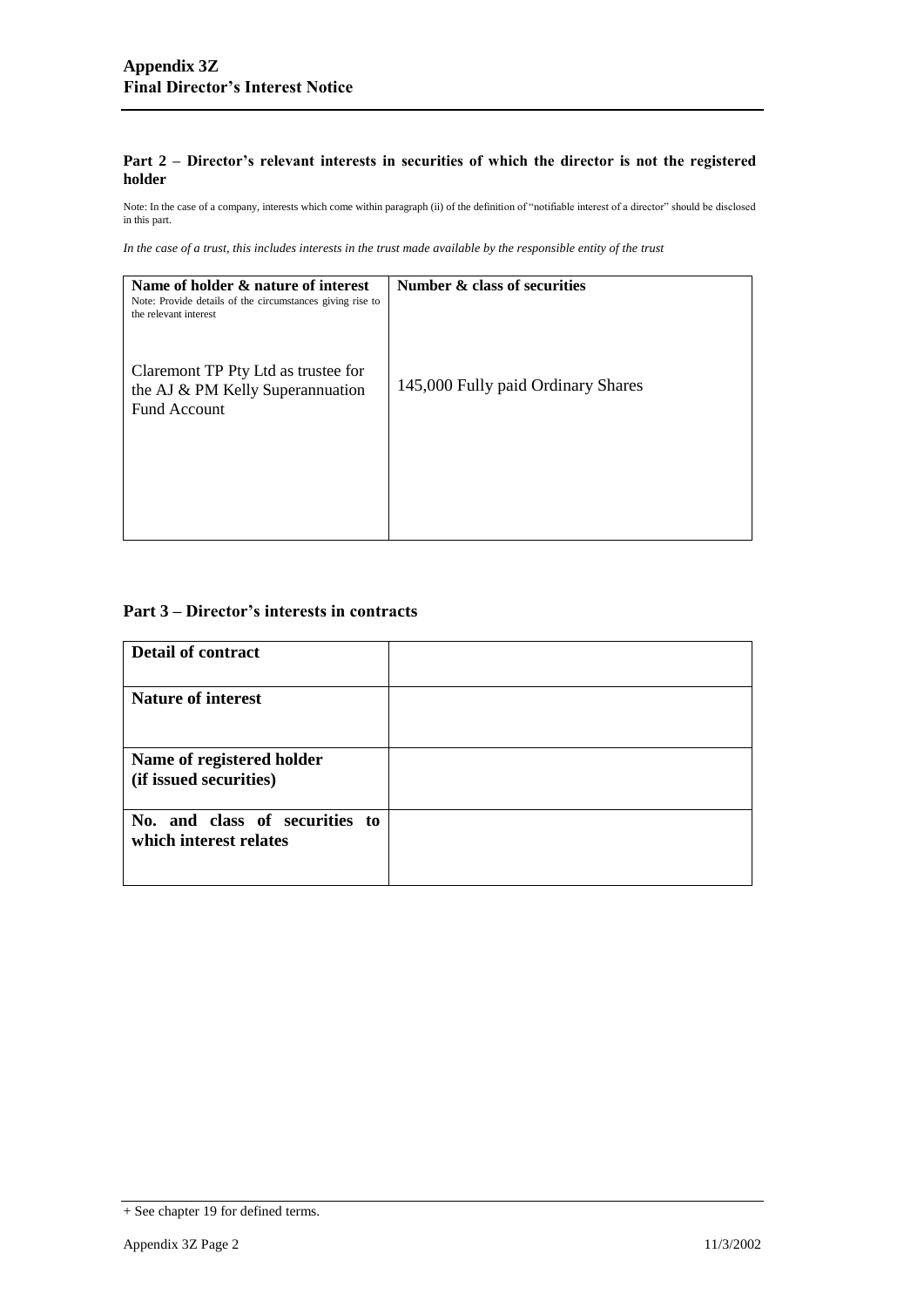**Appendix 3Z**
**Final Director's Interest Notice**

#### Part 2 – Director's relevant interests in securities of which the director is not the registered holder

Note: In the case of a company, interests which come within paragraph (ii) of the definition of "notifiable interest of a director" should be disclosed in this part.

*In the case of a trust, this includes interests in the trust made available by the responsible entity of the trust*

| **Name of holder & nature of interest**<br>Note: Provide details of the circumstances giving rise to the relevant interest | **Number & class of securities** |
|---|---|
| Claremont TP Pty Ltd as trustee for the AJ & PM Kelly Superannuation Fund Account | 145,000 Fully paid Ordinary Shares |

#### Part 3 – Director's interests in contracts

| | |
|---|---|
| **Detail of contract** | |
| **Nature of interest** | |
| **Name of registered holder (if issued securities)** | |
| **No. and class of securities to which interest relates** | |

+ See chapter 19 for defined terms.